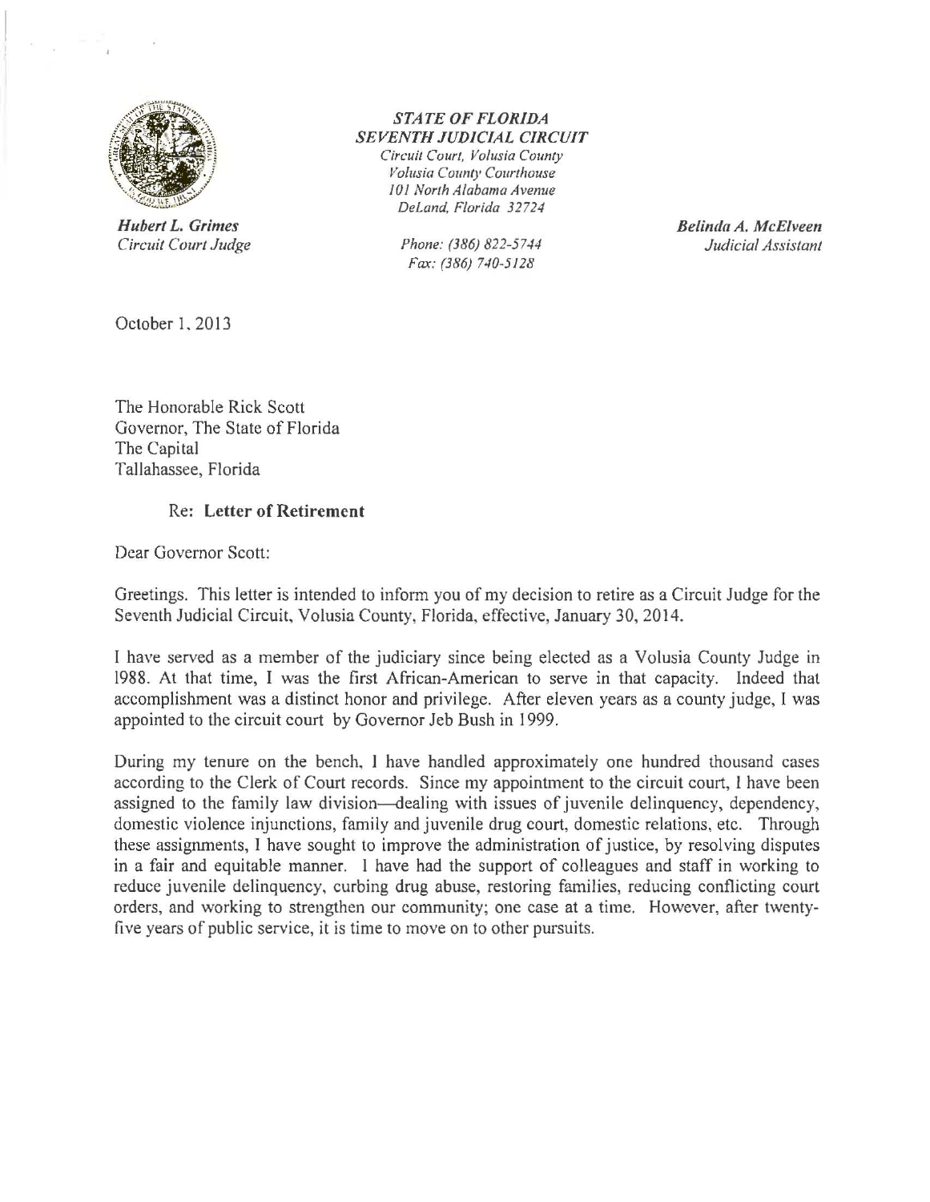***STATE OF FLORIDA***
***SEVENTH JUDICIAL CIRCUIT***
*Circuit Court, Volusia County*
*Volusia County Courthouse*
*101 North Alabama Avenue*
*DeLand, Florida 32724*

*Phone: (386) 822-5744*
*Fax: (386) 740-5128*

***Hubert L. Grimes***
*Circuit Court Judge*

***Belinda A. McElveen***
*Judicial Assistant*

October 1, 2013

The Honorable Rick Scott
Governor, The State of Florida
The Capital
Tallahassee, Florida

Re: **Letter of Retirement**

Dear Governor Scott:

Greetings. This letter is intended to inform you of my decision to retire as a Circuit Judge for the Seventh Judicial Circuit, Volusia County, Florida, effective, January 30, 2014.

I have served as a member of the judiciary since being elected as a Volusia County Judge in 1988. At that time, I was the first African-American to serve in that capacity. Indeed that accomplishment was a distinct honor and privilege. After eleven years as a county judge, I was appointed to the circuit court by Governor Jeb Bush in 1999.

During my tenure on the bench, I have handled approximately one hundred thousand cases according to the Clerk of Court records. Since my appointment to the circuit court, I have been assigned to the family law division—dealing with issues of juvenile delinquency, dependency, domestic violence injunctions, family and juvenile drug court, domestic relations, etc. Through these assignments, I have sought to improve the administration of justice, by resolving disputes in a fair and equitable manner. I have had the support of colleagues and staff in working to reduce juvenile delinquency, curbing drug abuse, restoring families, reducing conflicting court orders, and working to strengthen our community; one case at a time. However, after twenty-five years of public service, it is time to move on to other pursuits.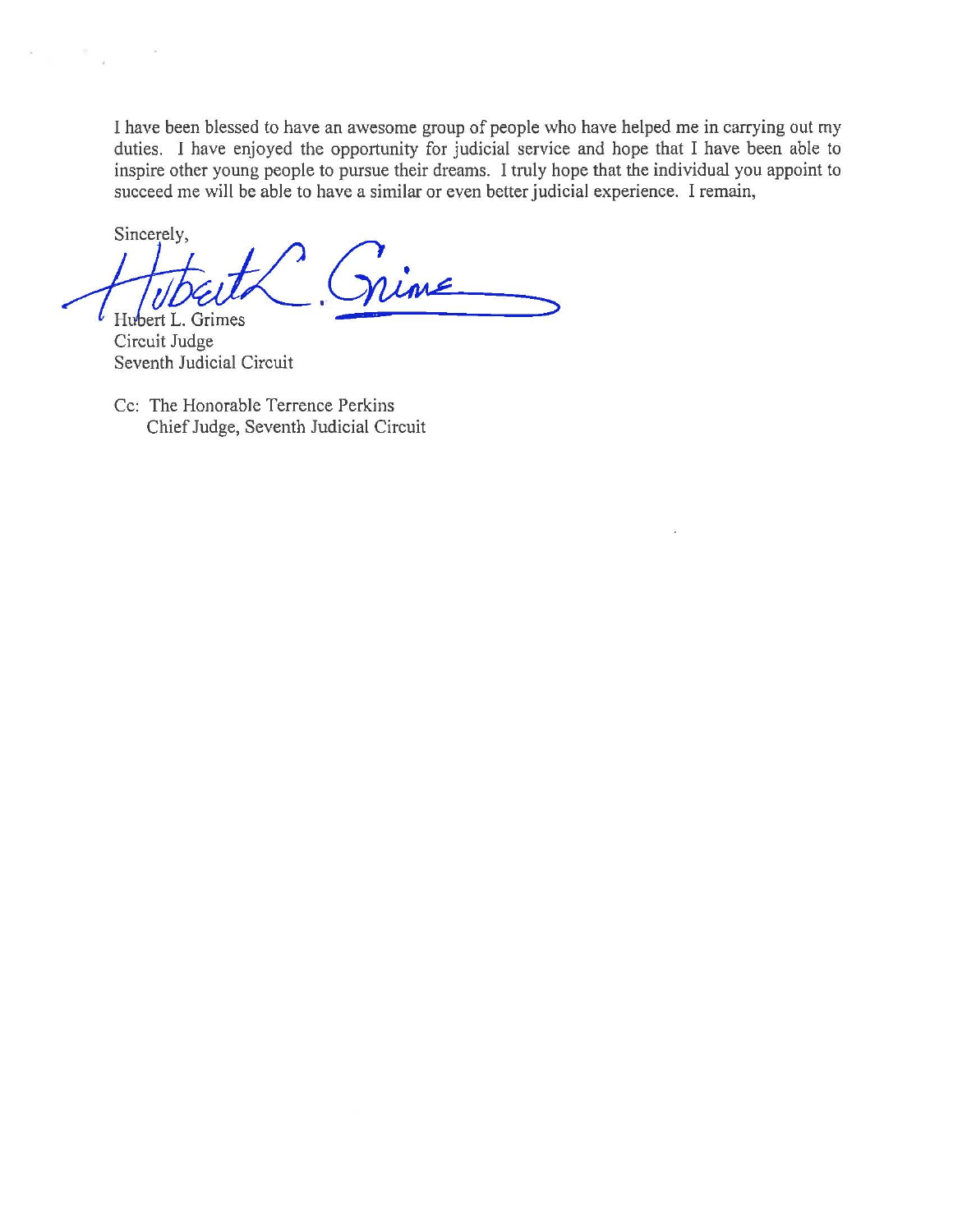I have been blessed to have an awesome group of people who have helped me in carrying out my duties. I have enjoyed the opportunity for judicial service and hope that I have been able to inspire other young people to pursue their dreams. I truly hope that the individual you appoint to succeed me will be able to have a similar or even better judicial experience. I remain,

Sincerely,

Hubert L. Grimes
Circuit Judge
Seventh Judicial Circuit

Cc: The Honorable Terrence Perkins
Chief Judge, Seventh Judicial Circuit